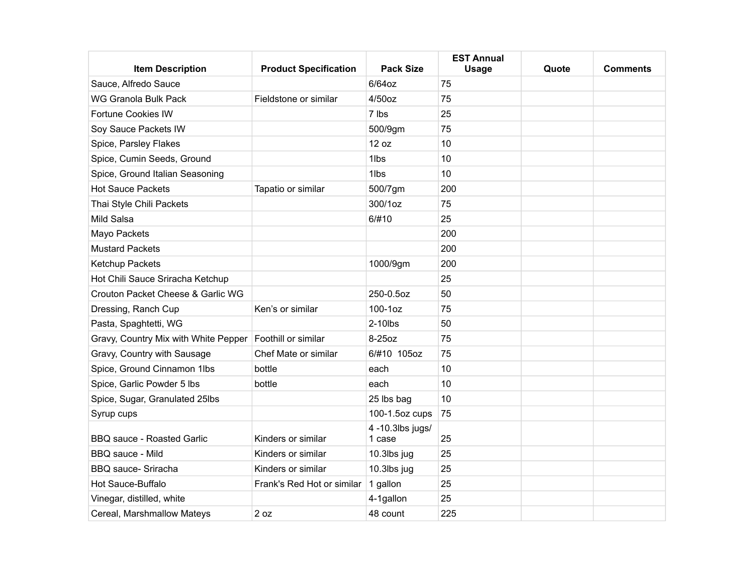| Item Description | Product Specification | Pack Size | EST Annual Usage | Quote | Comments |
|---|---|---|---|---|---|
| Sauce, Alfredo Sauce | | 6/64oz | 75 | | |
| WG Granola Bulk Pack | Fieldstone or similar | 4/50oz | 75 | | |
| Fortune Cookies IW | | 7 lbs | 25 | | |
| Soy Sauce Packets IW | | 500/9gm | 75 | | |
| Spice, Parsley Flakes | | 12 oz | 10 | | |
| Spice, Cumin Seeds, Ground | | 1lbs | 10 | | |
| Spice, Ground Italian Seasoning | | 1lbs | 10 | | |
| Hot Sauce Packets | Tapatio or similar | 500/7gm | 200 | | |
| Thai Style Chili Packets | | 300/1oz | 75 | | |
| Mild Salsa | | 6/#10 | 25 | | |
| Mayo Packets | | | 200 | | |
| Mustard Packets | | | 200 | | |
| Ketchup Packets | | 1000/9gm | 200 | | |
| Hot Chili Sauce Sriracha Ketchup | | | 25 | | |
| Crouton Packet Cheese & Garlic WG | | 250-0.5oz | 50 | | |
| Dressing, Ranch Cup | Ken's or similar | 100-1oz | 75 | | |
| Pasta, Spaghtetti, WG | | 2-10lbs | 50 | | |
| Gravy, Country Mix with White Pepper | Foothill or similar | 8-25oz | 75 | | |
| Gravy, Country with Sausage | Chef Mate or similar | 6/#10 105oz | 75 | | |
| Spice, Ground Cinnamon 1lbs | bottle | each | 10 | | |
| Spice, Garlic Powder 5 lbs | bottle | each | 10 | | |
| Spice, Sugar, Granulated 25lbs | | 25 lbs bag | 10 | | |
| Syrup cups | | 100-1.5oz cups | 75 | | |
| BBQ sauce - Roasted Garlic | Kinders or similar | 4 -10.3lbs jugs/ 1 case | 25 | | |
| BBQ sauce - Mild | Kinders or similar | 10.3lbs jug | 25 | | |
| BBQ sauce- Sriracha | Kinders or similar | 10.3lbs jug | 25 | | |
| Hot Sauce-Buffalo | Frank's Red Hot or similar | 1 gallon | 25 | | |
| Vinegar, distilled, white | | 4-1gallon | 25 | | |
| Cereal, Marshmallow Mateys | 2 oz | 48 count | 225 | | |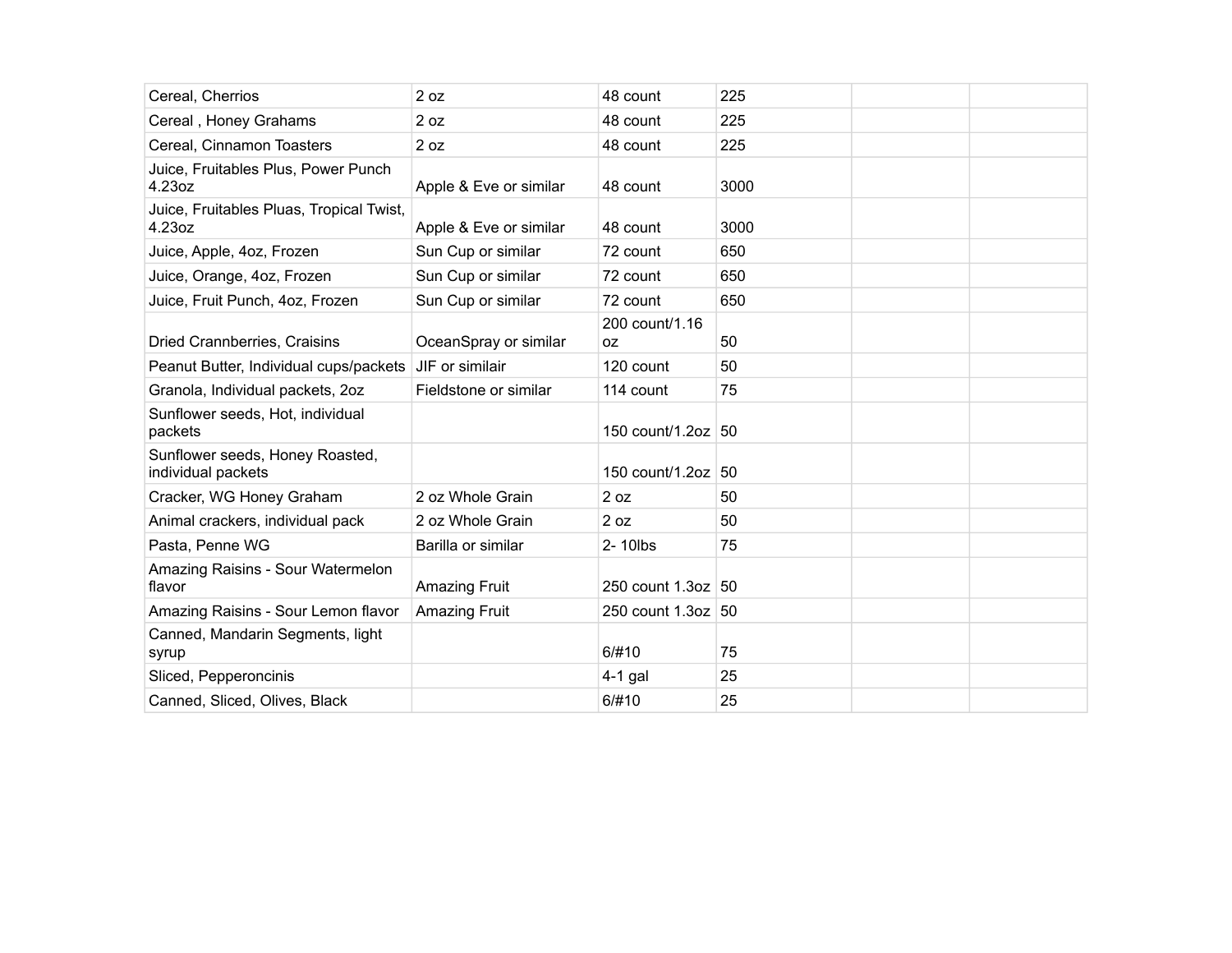| | | | | | |
|---|---|---|---|---|---|
| Cereal, Cherrios | 2 oz | 48 count | 225 | | |
| Cereal , Honey Grahams | 2 oz | 48 count | 225 | | |
| Cereal, Cinnamon Toasters | 2 oz | 48 count | 225 | | |
| Juice, Fruitables Plus, Power Punch 4.23oz | Apple & Eve or similar | 48 count | 3000 | | |
| Juice, Fruitables Pluas, Tropical Twist, 4.23oz | Apple & Eve or similar | 48 count | 3000 | | |
| Juice, Apple, 4oz, Frozen | Sun Cup or similar | 72 count | 650 | | |
| Juice, Orange, 4oz, Frozen | Sun Cup or similar | 72 count | 650 | | |
| Juice, Fruit Punch, 4oz, Frozen | Sun Cup or similar | 72 count | 650 | | |
| Dried Crannberries, Craisins | OceanSpray or similar | 200 count/1.16 oz | 50 | | |
| Peanut Butter, Individual cups/packets | JIF or similair | 120 count | 50 | | |
| Granola, Individual packets, 2oz | Fieldstone or similar | 114 count | 75 | | |
| Sunflower seeds, Hot, individual packets | | 150 count/1.2oz | 50 | | |
| Sunflower seeds, Honey Roasted, individual packets | | 150 count/1.2oz | 50 | | |
| Cracker, WG Honey Graham | 2 oz Whole Grain | 2 oz | 50 | | |
| Animal crackers, individual pack | 2 oz Whole Grain | 2 oz | 50 | | |
| Pasta, Penne WG | Barilla or similar | 2- 10lbs | 75 | | |
| Amazing Raisins - Sour Watermelon flavor | Amazing Fruit | 250 count 1.3oz | 50 | | |
| Amazing Raisins - Sour Lemon flavor | Amazing Fruit | 250 count 1.3oz | 50 | | |
| Canned, Mandarin Segments, light syrup | | 6/#10 | 75 | | |
| Sliced, Pepperoncinis | | 4-1 gal | 25 | | |
| Canned, Sliced, Olives, Black | | 6/#10 | 25 | | |